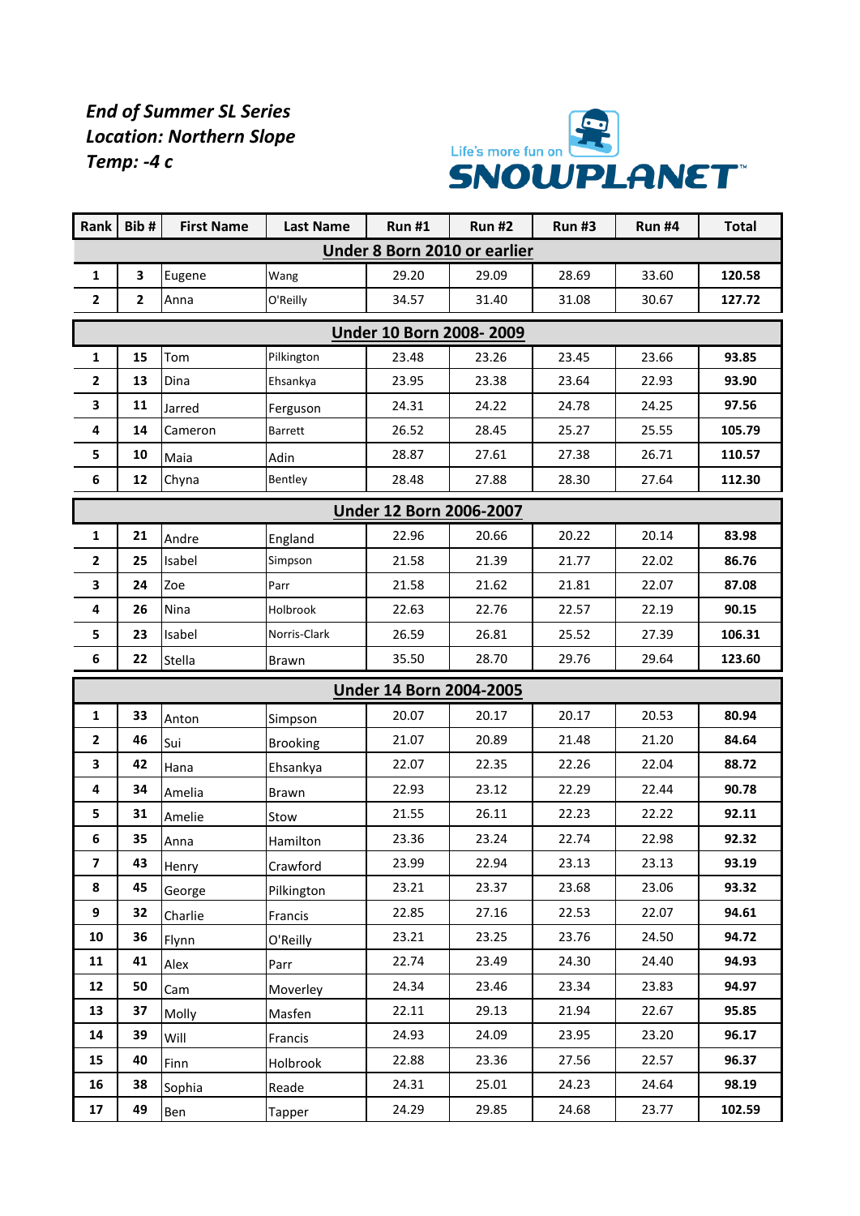***End of Summer SL Series***
***Location: Northern Slope***
***Temp: -4 c***

Life's more fun on SNOWPLANET™

| Rank | Bib # | First Name | Last Name | Run #1 | Run #2 | Run #3 | Run #4 | Total |
|---|---|---|---|---|---|---|---|---|
| **Under 8 Born 2010 or earlier** | | | | | | | | |
| **1** | **3** | Eugene | Wang | 29.20 | 29.09 | 28.69 | 33.60 | **120.58** |
| **2** | **2** | Anna | O'Reilly | 34.57 | 31.40 | 31.08 | 30.67 | **127.72** |
| **Under 10 Born 2008- 2009** | | | | | | | | |
| **1** | **15** | Tom | Pilkington | 23.48 | 23.26 | 23.45 | 23.66 | **93.85** |
| **2** | **13** | Dina | Ehsankya | 23.95 | 23.38 | 23.64 | 22.93 | **93.90** |
| **3** | **11** | Jarred | Ferguson | 24.31 | 24.22 | 24.78 | 24.25 | **97.56** |
| **4** | **14** | Cameron | Barrett | 26.52 | 28.45 | 25.27 | 25.55 | **105.79** |
| **5** | **10** | Maia | Adin | 28.87 | 27.61 | 27.38 | 26.71 | **110.57** |
| **6** | **12** | Chyna | Bentley | 28.48 | 27.88 | 28.30 | 27.64 | **112.30** |
| **Under 12 Born 2006-2007** | | | | | | | | |
| **1** | **21** | Andre | England | 22.96 | 20.66 | 20.22 | 20.14 | **83.98** |
| **2** | **25** | Isabel | Simpson | 21.58 | 21.39 | 21.77 | 22.02 | **86.76** |
| **3** | **24** | Zoe | Parr | 21.58 | 21.62 | 21.81 | 22.07 | **87.08** |
| **4** | **26** | Nina | Holbrook | 22.63 | 22.76 | 22.57 | 22.19 | **90.15** |
| **5** | **23** | Isabel | Norris-Clark | 26.59 | 26.81 | 25.52 | 27.39 | **106.31** |
| **6** | **22** | Stella | Brawn | 35.50 | 28.70 | 29.76 | 29.64 | **123.60** |
| **Under 14 Born 2004-2005** | | | | | | | | |
| **1** | **33** | Anton | Simpson | 20.07 | 20.17 | 20.17 | 20.53 | **80.94** |
| **2** | **46** | Sui | Brooking | 21.07 | 20.89 | 21.48 | 21.20 | **84.64** |
| **3** | **42** | Hana | Ehsankya | 22.07 | 22.35 | 22.26 | 22.04 | **88.72** |
| **4** | **34** | Amelia | Brawn | 22.93 | 23.12 | 22.29 | 22.44 | **90.78** |
| **5** | **31** | Amelie | Stow | 21.55 | 26.11 | 22.23 | 22.22 | **92.11** |
| **6** | **35** | Anna | Hamilton | 23.36 | 23.24 | 22.74 | 22.98 | **92.32** |
| **7** | **43** | Henry | Crawford | 23.99 | 22.94 | 23.13 | 23.13 | **93.19** |
| **8** | **45** | George | Pilkington | 23.21 | 23.37 | 23.68 | 23.06 | **93.32** |
| **9** | **32** | Charlie | Francis | 22.85 | 27.16 | 22.53 | 22.07 | **94.61** |
| **10** | **36** | Flynn | O'Reilly | 23.21 | 23.25 | 23.76 | 24.50 | **94.72** |
| **11** | **41** | Alex | Parr | 22.74 | 23.49 | 24.30 | 24.40 | **94.93** |
| **12** | **50** | Cam | Moverley | 24.34 | 23.46 | 23.34 | 23.83 | **94.97** |
| **13** | **37** | Molly | Masfen | 22.11 | 29.13 | 21.94 | 22.67 | **95.85** |
| **14** | **39** | Will | Francis | 24.93 | 24.09 | 23.95 | 23.20 | **96.17** |
| **15** | **40** | Finn | Holbrook | 22.88 | 23.36 | 27.56 | 22.57 | **96.37** |
| **16** | **38** | Sophia | Reade | 24.31 | 25.01 | 24.23 | 24.64 | **98.19** |
| **17** | **49** | Ben | Tapper | 24.29 | 29.85 | 24.68 | 23.77 | **102.59** |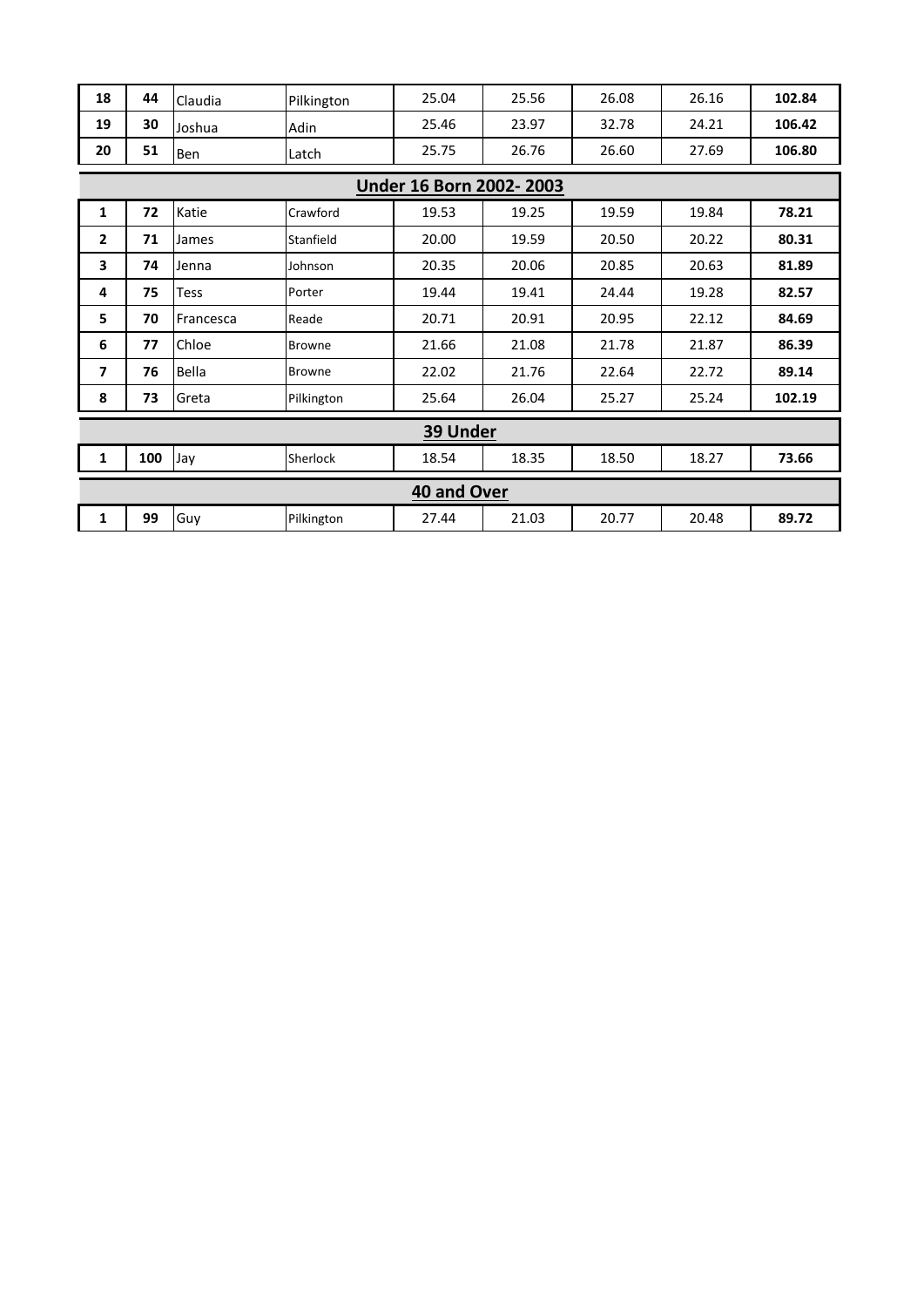| | | | | | | | | |
|---|---|---|---|---|---|---|---|---|
| **18** | **44** | Claudia | Pilkington | 25.04 | 25.56 | 26.08 | 26.16 | **102.84** |
| **19** | **30** | Joshua | Adin | 25.46 | 23.97 | 32.78 | 24.21 | **106.42** |
| **20** | **51** | Ben | Latch | 25.75 | 26.76 | 26.60 | 27.69 | **106.80** |
| **Under 16 Born 2002- 2003** | | | | | | | | |
| **1** | **72** | Katie | Crawford | 19.53 | 19.25 | 19.59 | 19.84 | **78.21** |
| **2** | **71** | James | Stanfield | 20.00 | 19.59 | 20.50 | 20.22 | **80.31** |
| **3** | **74** | Jenna | Johnson | 20.35 | 20.06 | 20.85 | 20.63 | **81.89** |
| **4** | **75** | Tess | Porter | 19.44 | 19.41 | 24.44 | 19.28 | **82.57** |
| **5** | **70** | Francesca | Reade | 20.71 | 20.91 | 20.95 | 22.12 | **84.69** |
| **6** | **77** | Chloe | Browne | 21.66 | 21.08 | 21.78 | 21.87 | **86.39** |
| **7** | **76** | Bella | Browne | 22.02 | 21.76 | 22.64 | 22.72 | **89.14** |
| **8** | **73** | Greta | Pilkington | 25.64 | 26.04 | 25.27 | 25.24 | **102.19** |
| **39 Under** | | | | | | | | |
| **1** | **100** | Jay | Sherlock | 18.54 | 18.35 | 18.50 | 18.27 | **73.66** |
| **40 and Over** | | | | | | | | |
| **1** | **99** | Guy | Pilkington | 27.44 | 21.03 | 20.77 | 20.48 | **89.72** |